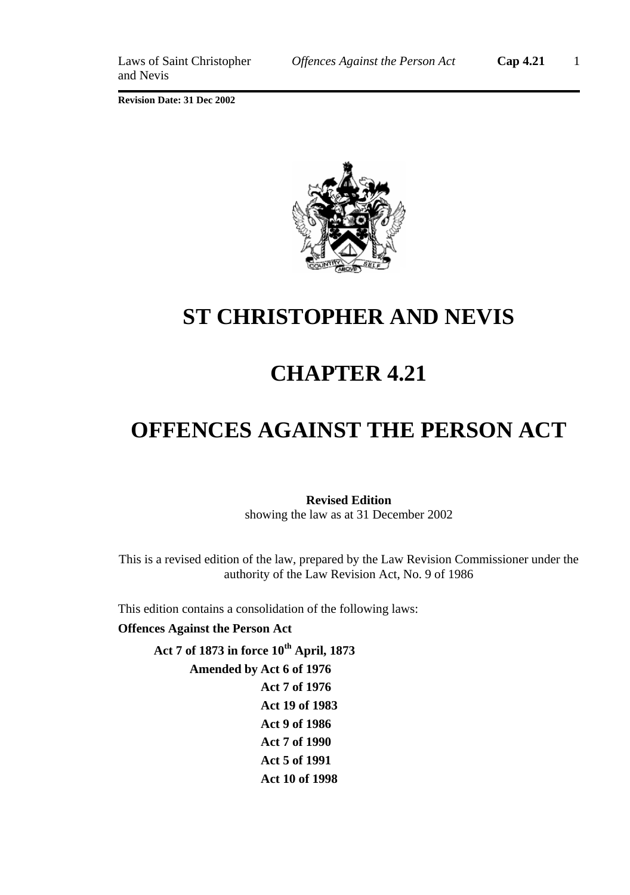Revision Date: 31 Dec 2002

# ST CHRISTOPHER AND NEVIS

# CHAPTER 4.21

# OFFENCES AGAINST THE PERSON ACT

**Revised Edition**
showing the law as at 31 December 2002

This is a revised edition of the law, prepared by the Law Revision Commissioner under the authority of the Law Revision Act, No. 9 of 1986

This edition contains a consolidation of the following laws:

**Offences Against the Person Act**

**Act 7 of 1873 in force 10th April, 1873**

**Amended by Act 6 of 1976**
**Act 7 of 1976**
**Act 19 of 1983**
**Act 9 of 1986**
**Act 7 of 1990**
**Act 5 of 1991**
**Act 10 of 1998**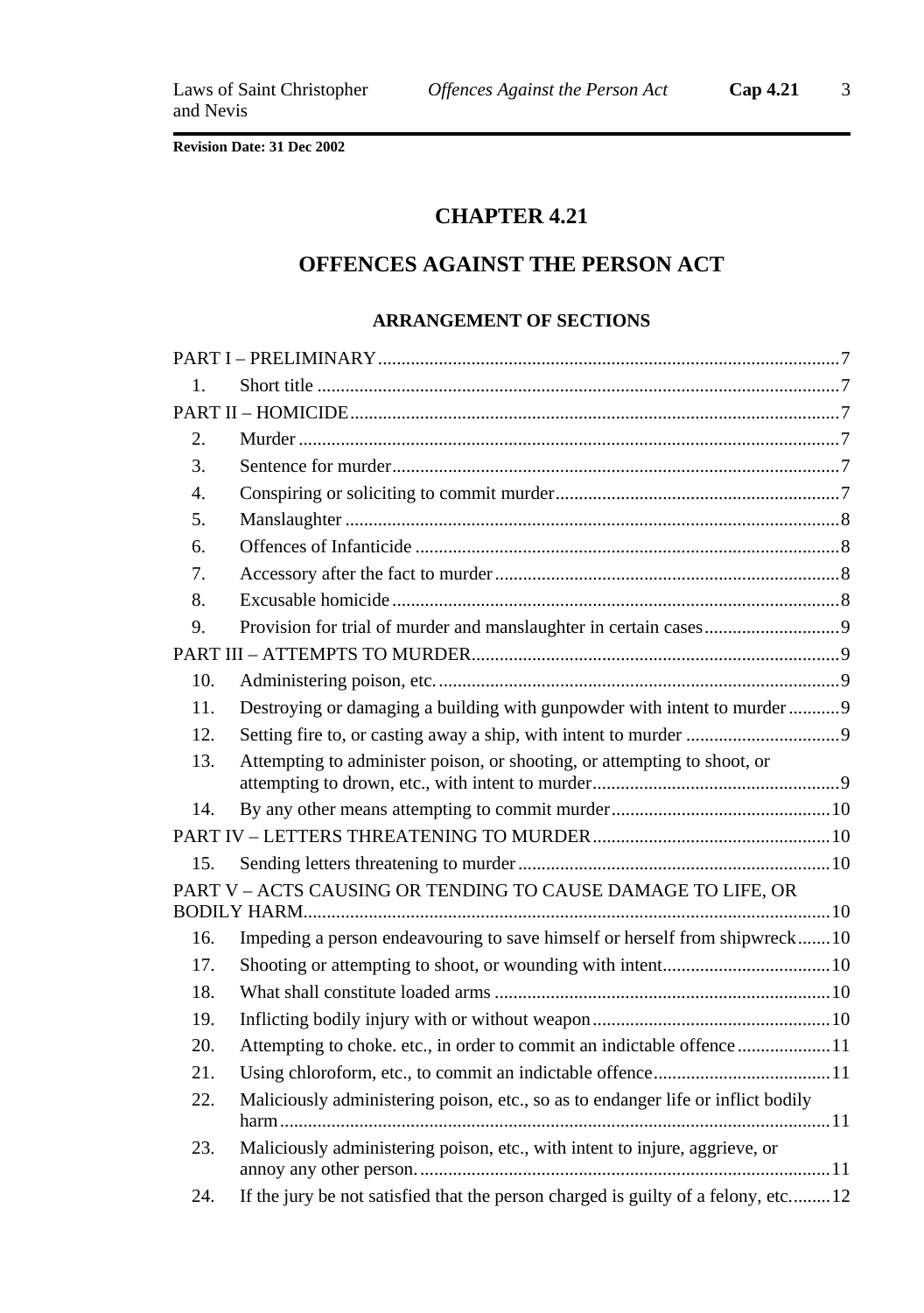# CHAPTER 4.21

# OFFENCES AGAINST THE PERSON ACT

### ARRANGEMENT OF SECTIONS

PART I – PRELIMINARY ..... 7

1. Short title ..... 7

PART II – HOMICIDE ..... 7

2. Murder ..... 7
3. Sentence for murder ..... 7
4. Conspiring or soliciting to commit murder ..... 7
5. Manslaughter ..... 8
6. Offences of Infanticide ..... 8
7. Accessory after the fact to murder ..... 8
8. Excusable homicide ..... 8
9. Provision for trial of murder and manslaughter in certain cases ..... 9

PART III – ATTEMPTS TO MURDER ..... 9

10. Administering poison, etc. ..... 9
11. Destroying or damaging a building with gunpowder with intent to murder ..... 9
12. Setting fire to, or casting away a ship, with intent to murder ..... 9
13. Attempting to administer poison, or shooting, or attempting to shoot, or attempting to drown, etc., with intent to murder ..... 9
14. By any other means attempting to commit murder ..... 10

PART IV – LETTERS THREATENING TO MURDER ..... 10

15. Sending letters threatening to murder ..... 10

PART V – ACTS CAUSING OR TENDING TO CAUSE DAMAGE TO LIFE, OR BODILY HARM ..... 10

16. Impeding a person endeavouring to save himself or herself from shipwreck ..... 10
17. Shooting or attempting to shoot, or wounding with intent ..... 10
18. What shall constitute loaded arms ..... 10
19. Inflicting bodily injury with or without weapon ..... 10
20. Attempting to choke. etc., in order to commit an indictable offence ..... 11
21. Using chloroform, etc., to commit an indictable offence ..... 11
22. Maliciously administering poison, etc., so as to endanger life or inflict bodily harm ..... 11
23. Maliciously administering poison, etc., with intent to injure, aggrieve, or annoy any other person. ..... 11
24. If the jury be not satisfied that the person charged is guilty of a felony, etc. ..... 12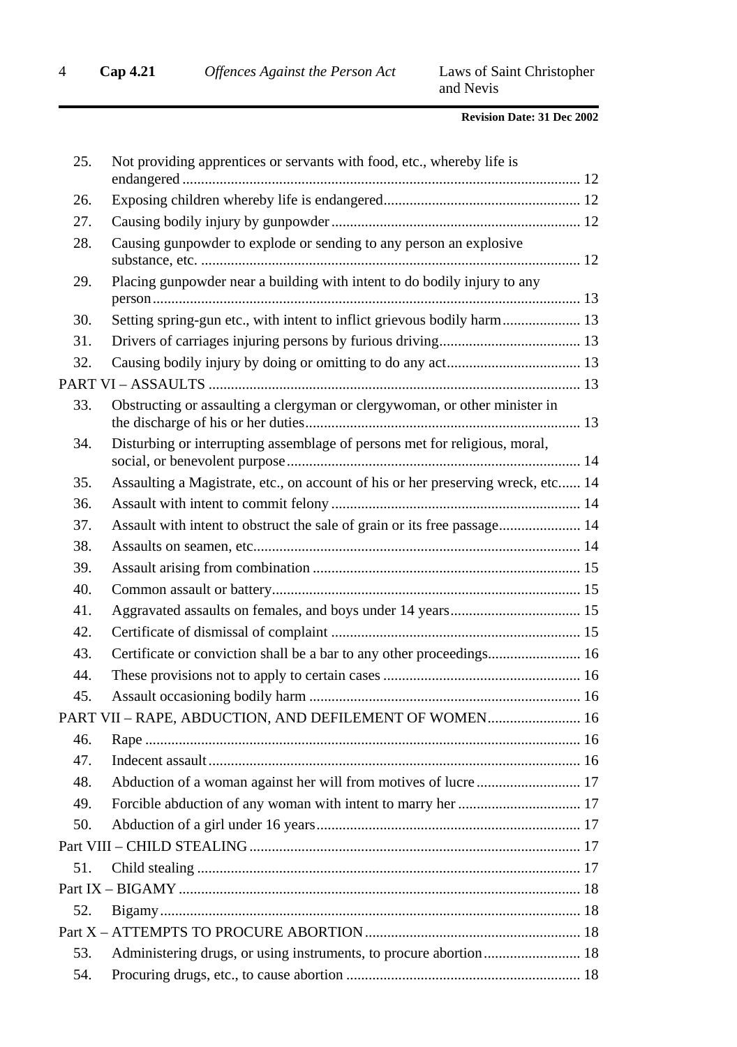| | | |
|---|---|---|
| 25. | Not providing apprentices or servants with food, etc., whereby life is endangered | 12 |
| 26. | Exposing children whereby life is endangered | 12 |
| 27. | Causing bodily injury by gunpowder | 12 |
| 28. | Causing gunpowder to explode or sending to any person an explosive substance, etc. | 12 |
| 29. | Placing gunpowder near a building with intent to do bodily injury to any person | 13 |
| 30. | Setting spring-gun etc., with intent to inflict grievous bodily harm | 13 |
| 31. | Drivers of carriages injuring persons by furious driving | 13 |
| 32. | Causing bodily injury by doing or omitting to do any act | 13 |
| PART VI – ASSAULTS | | 13 |
| 33. | Obstructing or assaulting a clergyman or clergywoman, or other minister in the discharge of his or her duties | 13 |
| 34. | Disturbing or interrupting assemblage of persons met for religious, moral, social, or benevolent purpose | 14 |
| 35. | Assaulting a Magistrate, etc., on account of his or her preserving wreck, etc. | 14 |
| 36. | Assault with intent to commit felony | 14 |
| 37. | Assault with intent to obstruct the sale of grain or its free passage | 14 |
| 38. | Assaults on seamen, etc. | 14 |
| 39. | Assault arising from combination | 15 |
| 40. | Common assault or battery | 15 |
| 41. | Aggravated assaults on females, and boys under 14 years | 15 |
| 42. | Certificate of dismissal of complaint | 15 |
| 43. | Certificate or conviction shall be a bar to any other proceedings | 16 |
| 44. | These provisions not to apply to certain cases | 16 |
| 45. | Assault occasioning bodily harm | 16 |
| PART VII – RAPE, ABDUCTION, AND DEFILEMENT OF WOMEN | | 16 |
| 46. | Rape | 16 |
| 47. | Indecent assault | 16 |
| 48. | Abduction of a woman against her will from motives of lucre | 17 |
| 49. | Forcible abduction of any woman with intent to marry her | 17 |
| 50. | Abduction of a girl under 16 years | 17 |
| Part VIII – CHILD STEALING | | 17 |
| 51. | Child stealing | 17 |
| Part IX – BIGAMY | | 18 |
| 52. | Bigamy | 18 |
| Part X – ATTEMPTS TO PROCURE ABORTION | | 18 |
| 53. | Administering drugs, or using instruments, to procure abortion | 18 |
| 54. | Procuring drugs, etc., to cause abortion | 18 |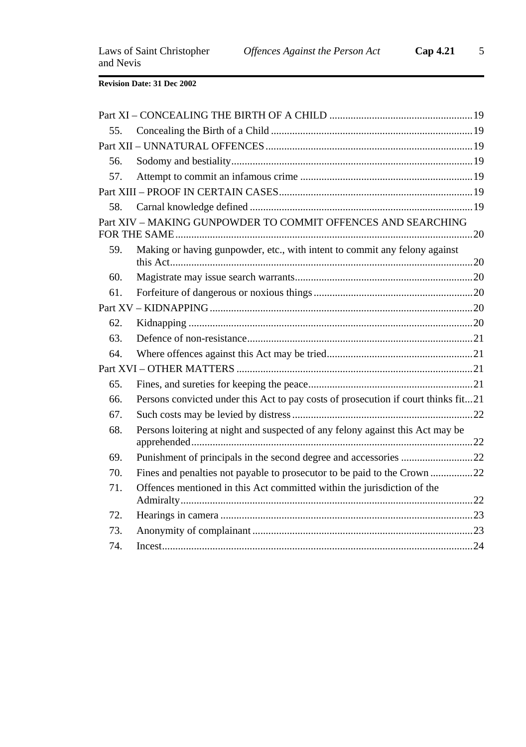Part XI – CONCEALING THE BIRTH OF A CHILD ....................................................19

55. Concealing the Birth of a Child ....................................................19

Part XII – UNNATURAL OFFENCES ....................................................19

56. Sodomy and bestiality ....................................................19

57. Attempt to commit an infamous crime ....................................................19

Part XIII – PROOF IN CERTAIN CASES ....................................................19

58. Carnal knowledge defined ....................................................19

Part XIV – MAKING GUNPOWDER TO COMMIT OFFENCES AND SEARCHING FOR THE SAME ....................................................20

59. Making or having gunpowder, etc., with intent to commit any felony against this Act ....................................................20

60. Magistrate may issue search warrants ....................................................20

61. Forfeiture of dangerous or noxious things ....................................................20

Part XV – KIDNAPPING ....................................................20

62. Kidnapping ....................................................20

63. Defence of non-resistance ....................................................21

64. Where offences against this Act may be tried ....................................................21

Part XVI – OTHER MATTERS ....................................................21

65. Fines, and sureties for keeping the peace ....................................................21

66. Persons convicted under this Act to pay costs of prosecution if court thinks fit...21

67. Such costs may be levied by distress ....................................................22

68. Persons loitering at night and suspected of any felony against this Act may be apprehended ....................................................22

69. Punishment of principals in the second degree and accessories ....................................................22

70. Fines and penalties not payable to prosecutor to be paid to the Crown ....................................................22

71. Offences mentioned in this Act committed within the jurisdiction of the Admiralty ....................................................22

72. Hearings in camera ....................................................23

73. Anonymity of complainant ....................................................23

74. Incest ....................................................24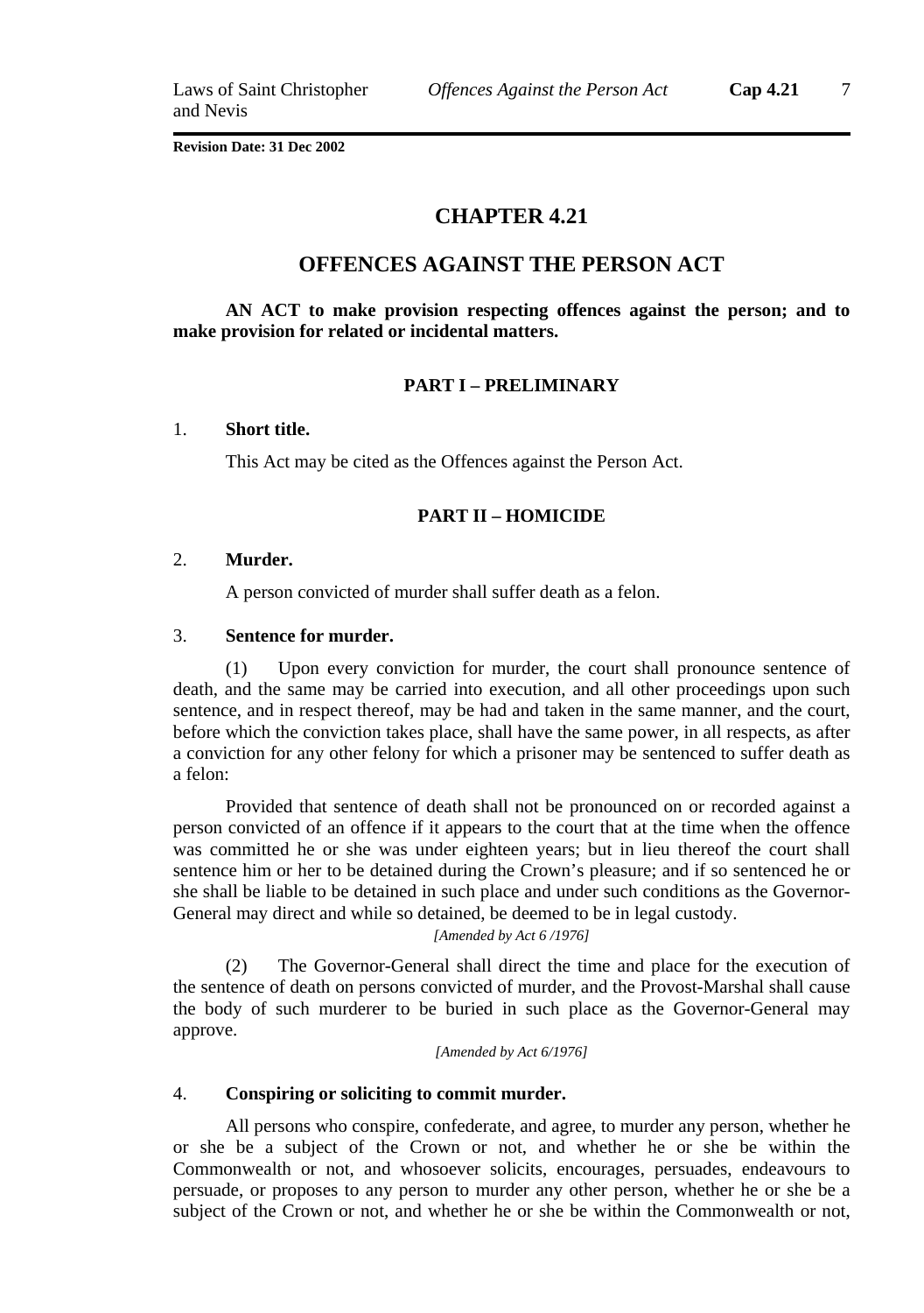**Revision Date: 31 Dec 2002**

# CHAPTER 4.21

# OFFENCES AGAINST THE PERSON ACT

**AN ACT to make provision respecting offences against the person; and to make provision for related or incidental matters.**

## PART I – PRELIMINARY

1. **Short title.**

This Act may be cited as the Offences against the Person Act.

## PART II – HOMICIDE

2. **Murder.**

A person convicted of murder shall suffer death as a felon.

3. **Sentence for murder.**

(1) Upon every conviction for murder, the court shall pronounce sentence of death, and the same may be carried into execution, and all other proceedings upon such sentence, and in respect thereof, may be had and taken in the same manner, and the court, before which the conviction takes place, shall have the same power, in all respects, as after a conviction for any other felony for which a prisoner may be sentenced to suffer death as a felon:

Provided that sentence of death shall not be pronounced on or recorded against a person convicted of an offence if it appears to the court that at the time when the offence was committed he or she was under eighteen years; but in lieu thereof the court shall sentence him or her to be detained during the Crown's pleasure; and if so sentenced he or she shall be liable to be detained in such place and under such conditions as the Governor-General may direct and while so detained, be deemed to be in legal custody.

*[Amended by Act 6 /1976]*

(2) The Governor-General shall direct the time and place for the execution of the sentence of death on persons convicted of murder, and the Provost-Marshal shall cause the body of such murderer to be buried in such place as the Governor-General may approve.

*[Amended by Act 6/1976]*

4. **Conspiring or soliciting to commit murder.**

All persons who conspire, confederate, and agree, to murder any person, whether he or she be a subject of the Crown or not, and whether he or she be within the Commonwealth or not, and whosoever solicits, encourages, persuades, endeavours to persuade, or proposes to any person to murder any other person, whether he or she be a subject of the Crown or not, and whether he or she be within the Commonwealth or not,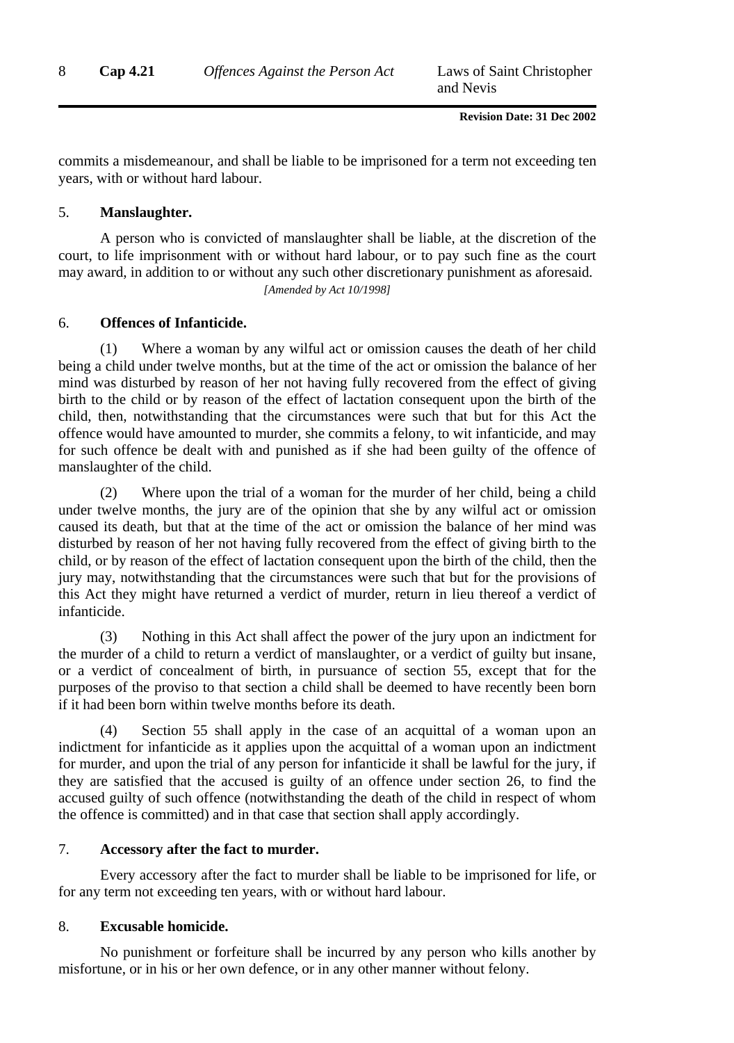commits a misdemeanour, and shall be liable to be imprisoned for a term not exceeding ten years, with or without hard labour.

5. **Manslaughter.**

A person who is convicted of manslaughter shall be liable, at the discretion of the court, to life imprisonment with or without hard labour, or to pay such fine as the court may award, in addition to or without any such other discretionary punishment as aforesaid.

*[Amended by Act 10/1998]*

6. **Offences of Infanticide.**

(1) Where a woman by any wilful act or omission causes the death of her child being a child under twelve months, but at the time of the act or omission the balance of her mind was disturbed by reason of her not having fully recovered from the effect of giving birth to the child or by reason of the effect of lactation consequent upon the birth of the child, then, notwithstanding that the circumstances were such that but for this Act the offence would have amounted to murder, she commits a felony, to wit infanticide, and may for such offence be dealt with and punished as if she had been guilty of the offence of manslaughter of the child.

(2) Where upon the trial of a woman for the murder of her child, being a child under twelve months, the jury are of the opinion that she by any wilful act or omission caused its death, but that at the time of the act or omission the balance of her mind was disturbed by reason of her not having fully recovered from the effect of giving birth to the child, or by reason of the effect of lactation consequent upon the birth of the child, then the jury may, notwithstanding that the circumstances were such that but for the provisions of this Act they might have returned a verdict of murder, return in lieu thereof a verdict of infanticide.

(3) Nothing in this Act shall affect the power of the jury upon an indictment for the murder of a child to return a verdict of manslaughter, or a verdict of guilty but insane, or a verdict of concealment of birth, in pursuance of section 55, except that for the purposes of the proviso to that section a child shall be deemed to have recently been born if it had been born within twelve months before its death.

(4) Section 55 shall apply in the case of an acquittal of a woman upon an indictment for infanticide as it applies upon the acquittal of a woman upon an indictment for murder, and upon the trial of any person for infanticide it shall be lawful for the jury, if they are satisfied that the accused is guilty of an offence under section 26, to find the accused guilty of such offence (notwithstanding the death of the child in respect of whom the offence is committed) and in that case that section shall apply accordingly.

7. **Accessory after the fact to murder.**

Every accessory after the fact to murder shall be liable to be imprisoned for life, or for any term not exceeding ten years, with or without hard labour.

8. **Excusable homicide.**

No punishment or forfeiture shall be incurred by any person who kills another by misfortune, or in his or her own defence, or in any other manner without felony.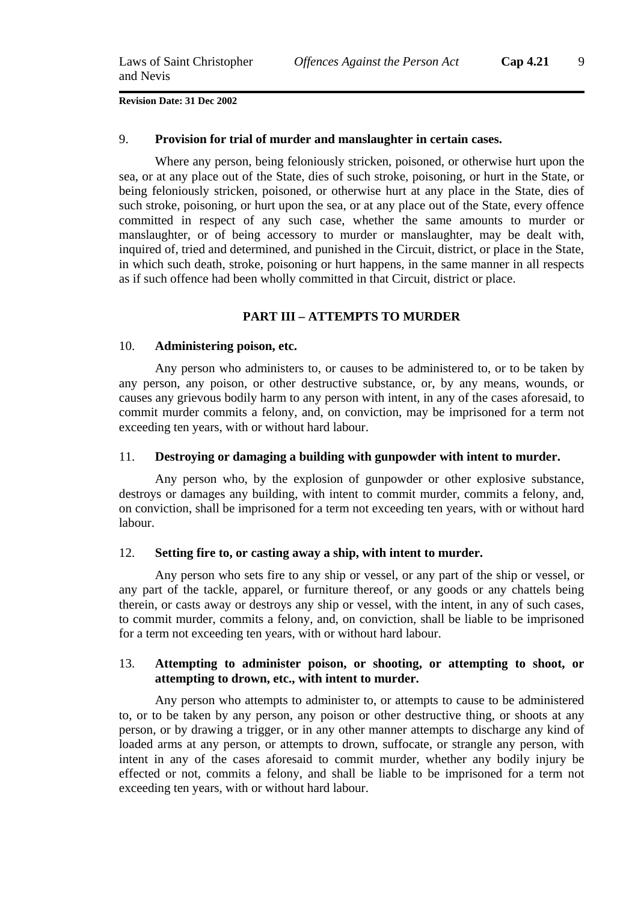**9. Provision for trial of murder and manslaughter in certain cases.**

Where any person, being feloniously stricken, poisoned, or otherwise hurt upon the sea, or at any place out of the State, dies of such stroke, poisoning, or hurt in the State, or being feloniously stricken, poisoned, or otherwise hurt at any place in the State, dies of such stroke, poisoning, or hurt upon the sea, or at any place out of the State, every offence committed in respect of any such case, whether the same amounts to murder or manslaughter, or of being accessory to murder or manslaughter, may be dealt with, inquired of, tried and determined, and punished in the Circuit, district, or place in the State, in which such death, stroke, poisoning or hurt happens, in the same manner in all respects as if such offence had been wholly committed in that Circuit, district or place.

## PART III – ATTEMPTS TO MURDER

**10. Administering poison, etc.**

Any person who administers to, or causes to be administered to, or to be taken by any person, any poison, or other destructive substance, or, by any means, wounds, or causes any grievous bodily harm to any person with intent, in any of the cases aforesaid, to commit murder commits a felony, and, on conviction, may be imprisoned for a term not exceeding ten years, with or without hard labour.

**11. Destroying or damaging a building with gunpowder with intent to murder.**

Any person who, by the explosion of gunpowder or other explosive substance, destroys or damages any building, with intent to commit murder, commits a felony, and, on conviction, shall be imprisoned for a term not exceeding ten years, with or without hard labour.

**12. Setting fire to, or casting away a ship, with intent to murder.**

Any person who sets fire to any ship or vessel, or any part of the ship or vessel, or any part of the tackle, apparel, or furniture thereof, or any goods or any chattels being therein, or casts away or destroys any ship or vessel, with the intent, in any of such cases, to commit murder, commits a felony, and, on conviction, shall be liable to be imprisoned for a term not exceeding ten years, with or without hard labour.

**13. Attempting to administer poison, or shooting, or attempting to shoot, or attempting to drown, etc., with intent to murder.**

Any person who attempts to administer to, or attempts to cause to be administered to, or to be taken by any person, any poison or other destructive thing, or shoots at any person, or by drawing a trigger, or in any other manner attempts to discharge any kind of loaded arms at any person, or attempts to drown, suffocate, or strangle any person, with intent in any of the cases aforesaid to commit murder, whether any bodily injury be effected or not, commits a felony, and shall be liable to be imprisoned for a term not exceeding ten years, with or without hard labour.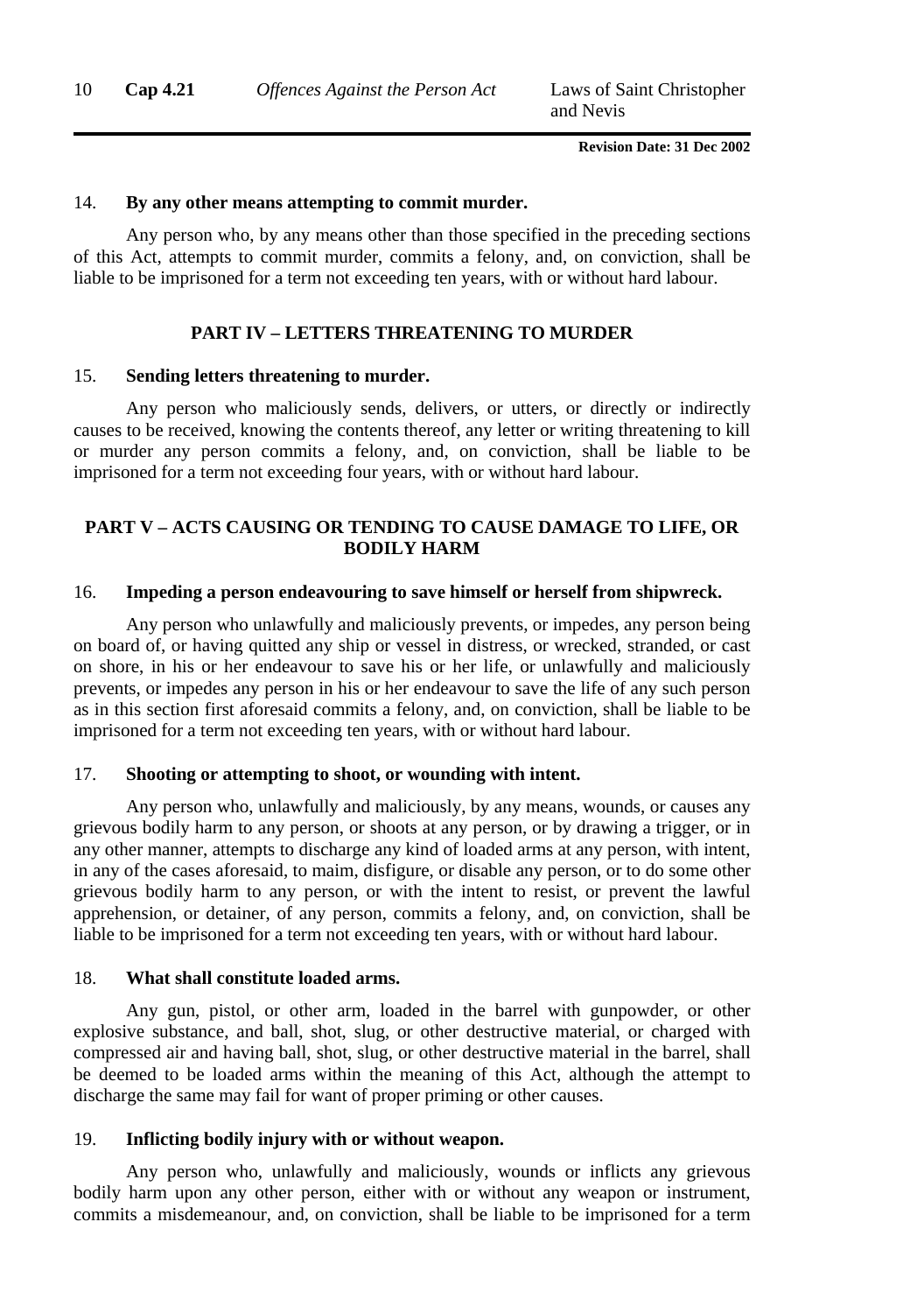14. **By any other means attempting to commit murder.**

Any person who, by any means other than those specified in the preceding sections of this Act, attempts to commit murder, commits a felony, and, on conviction, shall be liable to be imprisoned for a term not exceeding ten years, with or without hard labour.

## PART IV – LETTERS THREATENING TO MURDER

15. **Sending letters threatening to murder.**

Any person who maliciously sends, delivers, or utters, or directly or indirectly causes to be received, knowing the contents thereof, any letter or writing threatening to kill or murder any person commits a felony, and, on conviction, shall be liable to be imprisoned for a term not exceeding four years, with or without hard labour.

## PART V – ACTS CAUSING OR TENDING TO CAUSE DAMAGE TO LIFE, OR BODILY HARM

16. **Impeding a person endeavouring to save himself or herself from shipwreck.**

Any person who unlawfully and maliciously prevents, or impedes, any person being on board of, or having quitted any ship or vessel in distress, or wrecked, stranded, or cast on shore, in his or her endeavour to save his or her life, or unlawfully and maliciously prevents, or impedes any person in his or her endeavour to save the life of any such person as in this section first aforesaid commits a felony, and, on conviction, shall be liable to be imprisoned for a term not exceeding ten years, with or without hard labour.

17. **Shooting or attempting to shoot, or wounding with intent.**

Any person who, unlawfully and maliciously, by any means, wounds, or causes any grievous bodily harm to any person, or shoots at any person, or by drawing a trigger, or in any other manner, attempts to discharge any kind of loaded arms at any person, with intent, in any of the cases aforesaid, to maim, disfigure, or disable any person, or to do some other grievous bodily harm to any person, or with the intent to resist, or prevent the lawful apprehension, or detainer, of any person, commits a felony, and, on conviction, shall be liable to be imprisoned for a term not exceeding ten years, with or without hard labour.

18. **What shall constitute loaded arms.**

Any gun, pistol, or other arm, loaded in the barrel with gunpowder, or other explosive substance, and ball, shot, slug, or other destructive material, or charged with compressed air and having ball, shot, slug, or other destructive material in the barrel, shall be deemed to be loaded arms within the meaning of this Act, although the attempt to discharge the same may fail for want of proper priming or other causes.

19. **Inflicting bodily injury with or without weapon.**

Any person who, unlawfully and maliciously, wounds or inflicts any grievous bodily harm upon any other person, either with or without any weapon or instrument, commits a misdemeanour, and, on conviction, shall be liable to be imprisoned for a term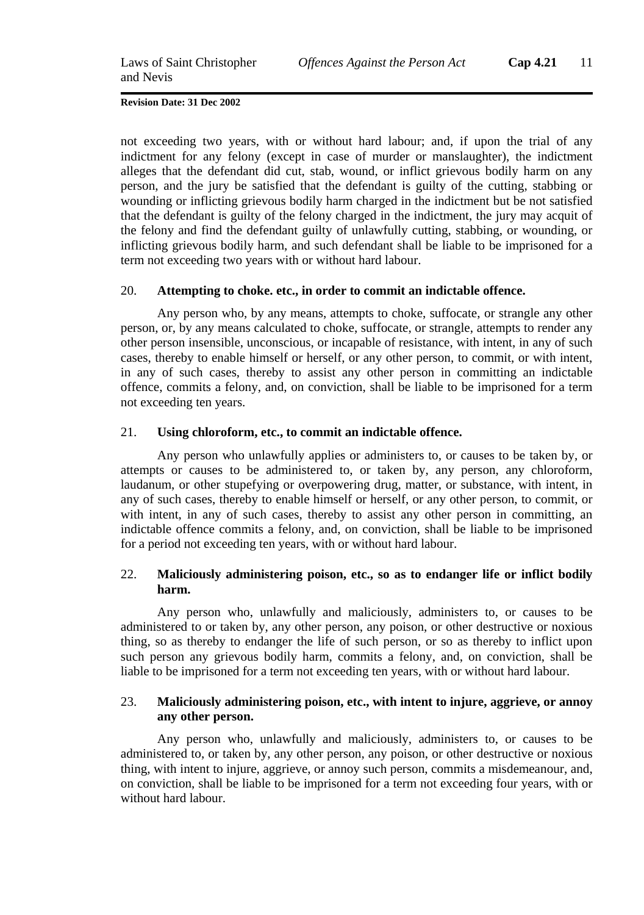not exceeding two years, with or without hard labour; and, if upon the trial of any indictment for any felony (except in case of murder or manslaughter), the indictment alleges that the defendant did cut, stab, wound, or inflict grievous bodily harm on any person, and the jury be satisfied that the defendant is guilty of the cutting, stabbing or wounding or inflicting grievous bodily harm charged in the indictment but be not satisfied that the defendant is guilty of the felony charged in the indictment, the jury may acquit of the felony and find the defendant guilty of unlawfully cutting, stabbing, or wounding, or inflicting grievous bodily harm, and such defendant shall be liable to be imprisoned for a term not exceeding two years with or without hard labour.

### 20. Attempting to choke. etc., in order to commit an indictable offence.

Any person who, by any means, attempts to choke, suffocate, or strangle any other person, or, by any means calculated to choke, suffocate, or strangle, attempts to render any other person insensible, unconscious, or incapable of resistance, with intent, in any of such cases, thereby to enable himself or herself, or any other person, to commit, or with intent, in any of such cases, thereby to assist any other person in committing an indictable offence, commits a felony, and, on conviction, shall be liable to be imprisoned for a term not exceeding ten years.

### 21. Using chloroform, etc., to commit an indictable offence.

Any person who unlawfully applies or administers to, or causes to be taken by, or attempts or causes to be administered to, or taken by, any person, any chloroform, laudanum, or other stupefying or overpowering drug, matter, or substance, with intent, in any of such cases, thereby to enable himself or herself, or any other person, to commit, or with intent, in any of such cases, thereby to assist any other person in committing, an indictable offence commits a felony, and, on conviction, shall be liable to be imprisoned for a period not exceeding ten years, with or without hard labour.

### 22. Maliciously administering poison, etc., so as to endanger life or inflict bodily harm.

Any person who, unlawfully and maliciously, administers to, or causes to be administered to or taken by, any other person, any poison, or other destructive or noxious thing, so as thereby to endanger the life of such person, or so as thereby to inflict upon such person any grievous bodily harm, commits a felony, and, on conviction, shall be liable to be imprisoned for a term not exceeding ten years, with or without hard labour.

### 23. Maliciously administering poison, etc., with intent to injure, aggrieve, or annoy any other person.

Any person who, unlawfully and maliciously, administers to, or causes to be administered to, or taken by, any other person, any poison, or other destructive or noxious thing, with intent to injure, aggrieve, or annoy such person, commits a misdemeanour, and, on conviction, shall be liable to be imprisoned for a term not exceeding four years, with or without hard labour.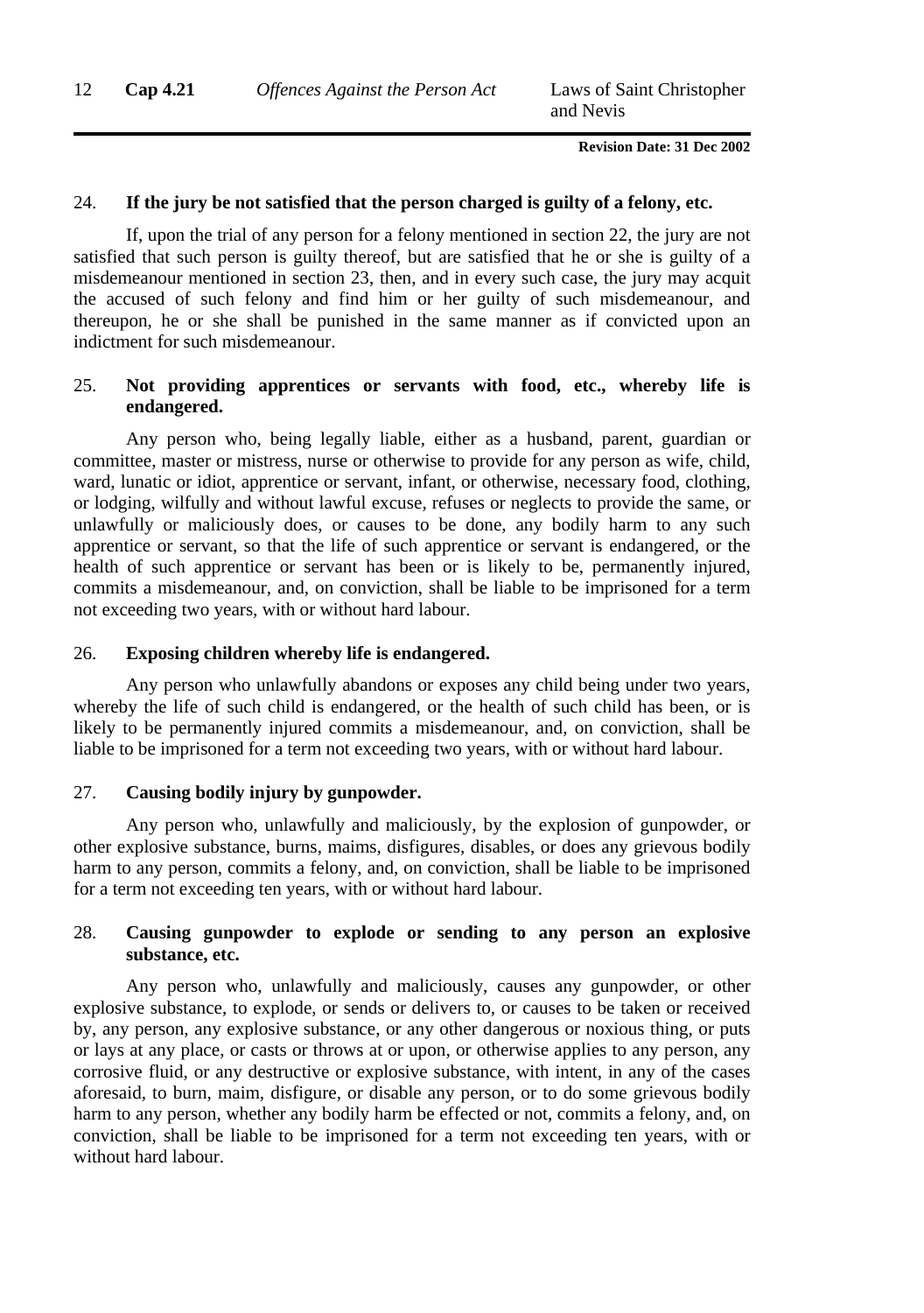24. **If the jury be not satisfied that the person charged is guilty of a felony, etc.**

If, upon the trial of any person for a felony mentioned in section 22, the jury are not satisfied that such person is guilty thereof, but are satisfied that he or she is guilty of a misdemeanour mentioned in section 23, then, and in every such case, the jury may acquit the accused of such felony and find him or her guilty of such misdemeanour, and thereupon, he or she shall be punished in the same manner as if convicted upon an indictment for such misdemeanour.

25. **Not providing apprentices or servants with food, etc., whereby life is endangered.**

Any person who, being legally liable, either as a husband, parent, guardian or committee, master or mistress, nurse or otherwise to provide for any person as wife, child, ward, lunatic or idiot, apprentice or servant, infant, or otherwise, necessary food, clothing, or lodging, wilfully and without lawful excuse, refuses or neglects to provide the same, or unlawfully or maliciously does, or causes to be done, any bodily harm to any such apprentice or servant, so that the life of such apprentice or servant is endangered, or the health of such apprentice or servant has been or is likely to be, permanently injured, commits a misdemeanour, and, on conviction, shall be liable to be imprisoned for a term not exceeding two years, with or without hard labour.

26. **Exposing children whereby life is endangered.**

Any person who unlawfully abandons or exposes any child being under two years, whereby the life of such child is endangered, or the health of such child has been, or is likely to be permanently injured commits a misdemeanour, and, on conviction, shall be liable to be imprisoned for a term not exceeding two years, with or without hard labour.

27. **Causing bodily injury by gunpowder.**

Any person who, unlawfully and maliciously, by the explosion of gunpowder, or other explosive substance, burns, maims, disfigures, disables, or does any grievous bodily harm to any person, commits a felony, and, on conviction, shall be liable to be imprisoned for a term not exceeding ten years, with or without hard labour.

28. **Causing gunpowder to explode or sending to any person an explosive substance, etc.**

Any person who, unlawfully and maliciously, causes any gunpowder, or other explosive substance, to explode, or sends or delivers to, or causes to be taken or received by, any person, any explosive substance, or any other dangerous or noxious thing, or puts or lays at any place, or casts or throws at or upon, or otherwise applies to any person, any corrosive fluid, or any destructive or explosive substance, with intent, in any of the cases aforesaid, to burn, maim, disfigure, or disable any person, or to do some grievous bodily harm to any person, whether any bodily harm be effected or not, commits a felony, and, on conviction, shall be liable to be imprisoned for a term not exceeding ten years, with or without hard labour.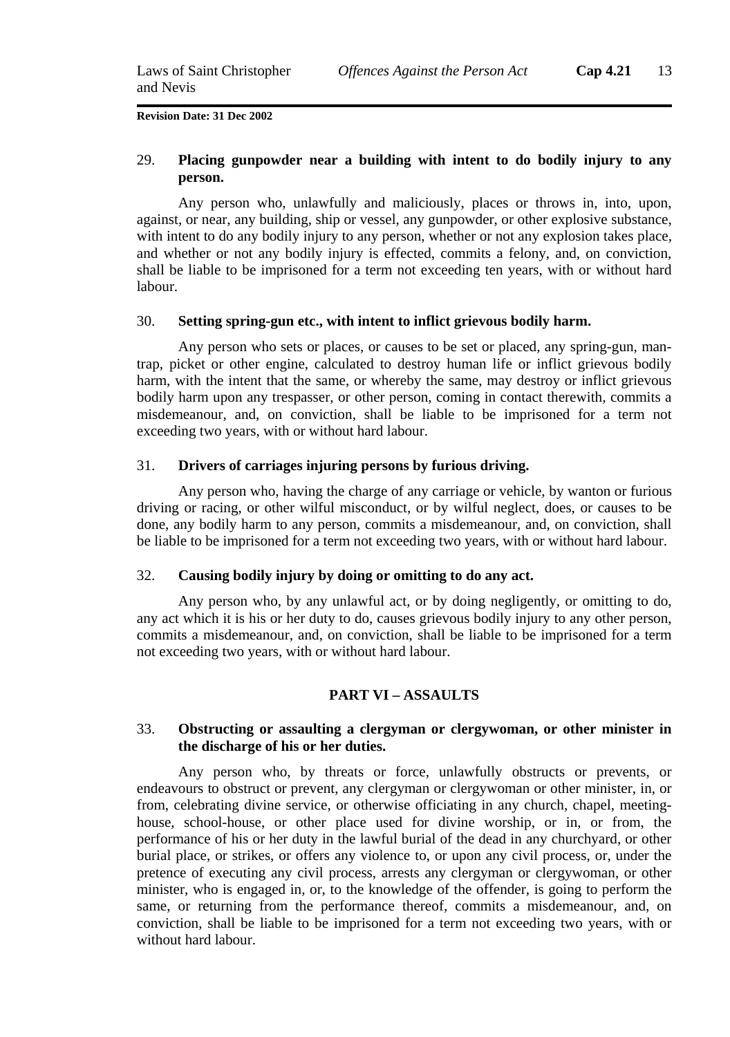**Revision Date: 31 Dec 2002**

### 29. Placing gunpowder near a building with intent to do bodily injury to any person.

Any person who, unlawfully and maliciously, places or throws in, into, upon, against, or near, any building, ship or vessel, any gunpowder, or other explosive substance, with intent to do any bodily injury to any person, whether or not any explosion takes place, and whether or not any bodily injury is effected, commits a felony, and, on conviction, shall be liable to be imprisoned for a term not exceeding ten years, with or without hard labour.

### 30. Setting spring-gun etc., with intent to inflict grievous bodily harm.

Any person who sets or places, or causes to be set or placed, any spring-gun, man-trap, picket or other engine, calculated to destroy human life or inflict grievous bodily harm, with the intent that the same, or whereby the same, may destroy or inflict grievous bodily harm upon any trespasser, or other person, coming in contact therewith, commits a misdemeanour, and, on conviction, shall be liable to be imprisoned for a term not exceeding two years, with or without hard labour.

### 31. Drivers of carriages injuring persons by furious driving.

Any person who, having the charge of any carriage or vehicle, by wanton or furious driving or racing, or other wilful misconduct, or by wilful neglect, does, or causes to be done, any bodily harm to any person, commits a misdemeanour, and, on conviction, shall be liable to be imprisoned for a term not exceeding two years, with or without hard labour.

### 32. Causing bodily injury by doing or omitting to do any act.

Any person who, by any unlawful act, or by doing negligently, or omitting to do, any act which it is his or her duty to do, causes grievous bodily injury to any other person, commits a misdemeanour, and, on conviction, shall be liable to be imprisoned for a term not exceeding two years, with or without hard labour.

## PART VI – ASSAULTS

### 33. Obstructing or assaulting a clergyman or clergywoman, or other minister in the discharge of his or her duties.

Any person who, by threats or force, unlawfully obstructs or prevents, or endeavours to obstruct or prevent, any clergyman or clergywoman or other minister, in, or from, celebrating divine service, or otherwise officiating in any church, chapel, meeting-house, school-house, or other place used for divine worship, or in, or from, the performance of his or her duty in the lawful burial of the dead in any churchyard, or other burial place, or strikes, or offers any violence to, or upon any civil process, or, under the pretence of executing any civil process, arrests any clergyman or clergywoman, or other minister, who is engaged in, or, to the knowledge of the offender, is going to perform the same, or returning from the performance thereof, commits a misdemeanour, and, on conviction, shall be liable to be imprisoned for a term not exceeding two years, with or without hard labour.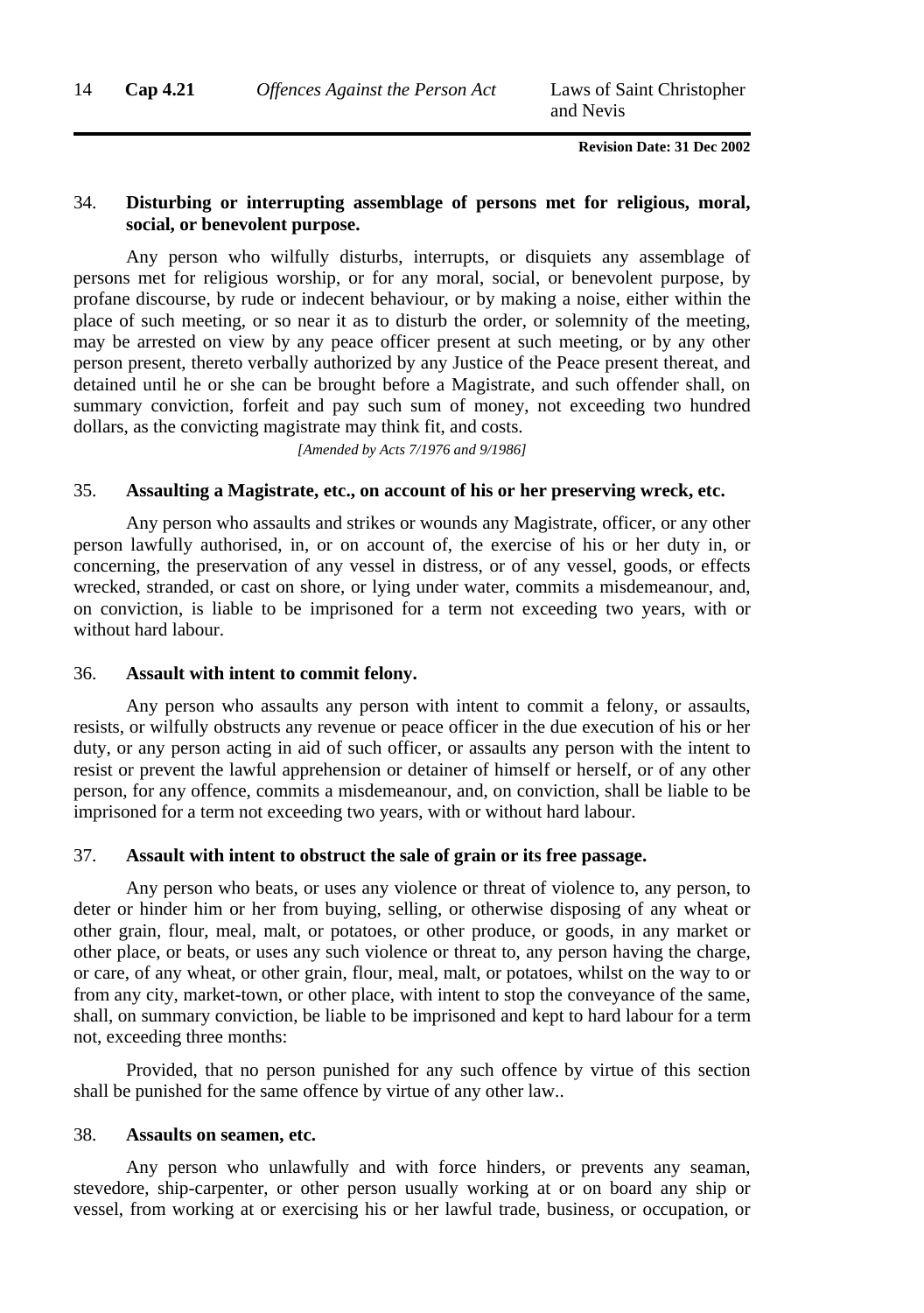### 34. Disturbing or interrupting assemblage of persons met for religious, moral, social, or benevolent purpose.

Any person who wilfully disturbs, interrupts, or disquiets any assemblage of persons met for religious worship, or for any moral, social, or benevolent purpose, by profane discourse, by rude or indecent behaviour, or by making a noise, either within the place of such meeting, or so near it as to disturb the order, or solemnity of the meeting, may be arrested on view by any peace officer present at such meeting, or by any other person present, thereto verbally authorized by any Justice of the Peace present thereat, and detained until he or she can be brought before a Magistrate, and such offender shall, on summary conviction, forfeit and pay such sum of money, not exceeding two hundred dollars, as the convicting magistrate may think fit, and costs.

*[Amended by Acts 7/1976 and 9/1986]*

### 35. Assaulting a Magistrate, etc., on account of his or her preserving wreck, etc.

Any person who assaults and strikes or wounds any Magistrate, officer, or any other person lawfully authorised, in, or on account of, the exercise of his or her duty in, or concerning, the preservation of any vessel in distress, or of any vessel, goods, or effects wrecked, stranded, or cast on shore, or lying under water, commits a misdemeanour, and, on conviction, is liable to be imprisoned for a term not exceeding two years, with or without hard labour.

### 36. Assault with intent to commit felony.

Any person who assaults any person with intent to commit a felony, or assaults, resists, or wilfully obstructs any revenue or peace officer in the due execution of his or her duty, or any person acting in aid of such officer, or assaults any person with the intent to resist or prevent the lawful apprehension or detainer of himself or herself, or of any other person, for any offence, commits a misdemeanour, and, on conviction, shall be liable to be imprisoned for a term not exceeding two years, with or without hard labour.

### 37. Assault with intent to obstruct the sale of grain or its free passage.

Any person who beats, or uses any violence or threat of violence to, any person, to deter or hinder him or her from buying, selling, or otherwise disposing of any wheat or other grain, flour, meal, malt, or potatoes, or other produce, or goods, in any market or other place, or beats, or uses any such violence or threat to, any person having the charge, or care, of any wheat, or other grain, flour, meal, malt, or potatoes, whilst on the way to or from any city, market-town, or other place, with intent to stop the conveyance of the same, shall, on summary conviction, be liable to be imprisoned and kept to hard labour for a term not, exceeding three months:

Provided, that no person punished for any such offence by virtue of this section shall be punished for the same offence by virtue of any other law..

### 38. Assaults on seamen, etc.

Any person who unlawfully and with force hinders, or prevents any seaman, stevedore, ship-carpenter, or other person usually working at or on board any ship or vessel, from working at or exercising his or her lawful trade, business, or occupation, or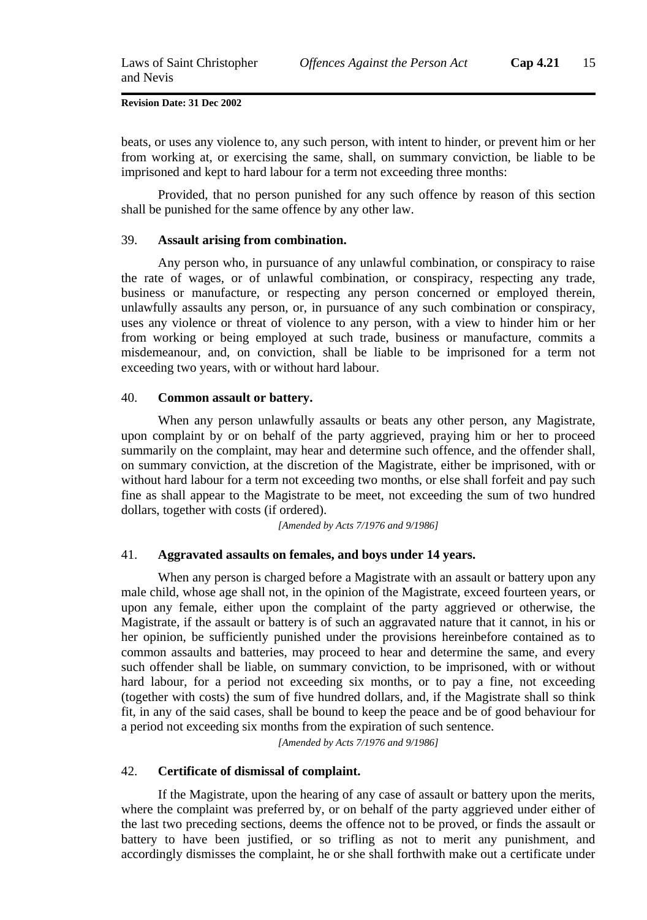beats, or uses any violence to, any such person, with intent to hinder, or prevent him or her from working at, or exercising the same, shall, on summary conviction, be liable to be imprisoned and kept to hard labour for a term not exceeding three months:

Provided, that no person punished for any such offence by reason of this section shall be punished for the same offence by any other law.

39. **Assault arising from combination.**

Any person who, in pursuance of any unlawful combination, or conspiracy to raise the rate of wages, or of unlawful combination, or conspiracy, respecting any trade, business or manufacture, or respecting any person concerned or employed therein, unlawfully assaults any person, or, in pursuance of any such combination or conspiracy, uses any violence or threat of violence to any person, with a view to hinder him or her from working or being employed at such trade, business or manufacture, commits a misdemeanour, and, on conviction, shall be liable to be imprisoned for a term not exceeding two years, with or without hard labour.

40. **Common assault or battery.**

When any person unlawfully assaults or beats any other person, any Magistrate, upon complaint by or on behalf of the party aggrieved, praying him or her to proceed summarily on the complaint, may hear and determine such offence, and the offender shall, on summary conviction, at the discretion of the Magistrate, either be imprisoned, with or without hard labour for a term not exceeding two months, or else shall forfeit and pay such fine as shall appear to the Magistrate to be meet, not exceeding the sum of two hundred dollars, together with costs (if ordered).

*[Amended by Acts 7/1976 and 9/1986]*

41. **Aggravated assaults on females, and boys under 14 years.**

When any person is charged before a Magistrate with an assault or battery upon any male child, whose age shall not, in the opinion of the Magistrate, exceed fourteen years, or upon any female, either upon the complaint of the party aggrieved or otherwise, the Magistrate, if the assault or battery is of such an aggravated nature that it cannot, in his or her opinion, be sufficiently punished under the provisions hereinbefore contained as to common assaults and batteries, may proceed to hear and determine the same, and every such offender shall be liable, on summary conviction, to be imprisoned, with or without hard labour, for a period not exceeding six months, or to pay a fine, not exceeding (together with costs) the sum of five hundred dollars, and, if the Magistrate shall so think fit, in any of the said cases, shall be bound to keep the peace and be of good behaviour for a period not exceeding six months from the expiration of such sentence.

*[Amended by Acts 7/1976 and 9/1986]*

42. **Certificate of dismissal of complaint.**

If the Magistrate, upon the hearing of any case of assault or battery upon the merits, where the complaint was preferred by, or on behalf of the party aggrieved under either of the last two preceding sections, deems the offence not to be proved, or finds the assault or battery to have been justified, or so trifling as not to merit any punishment, and accordingly dismisses the complaint, he or she shall forthwith make out a certificate under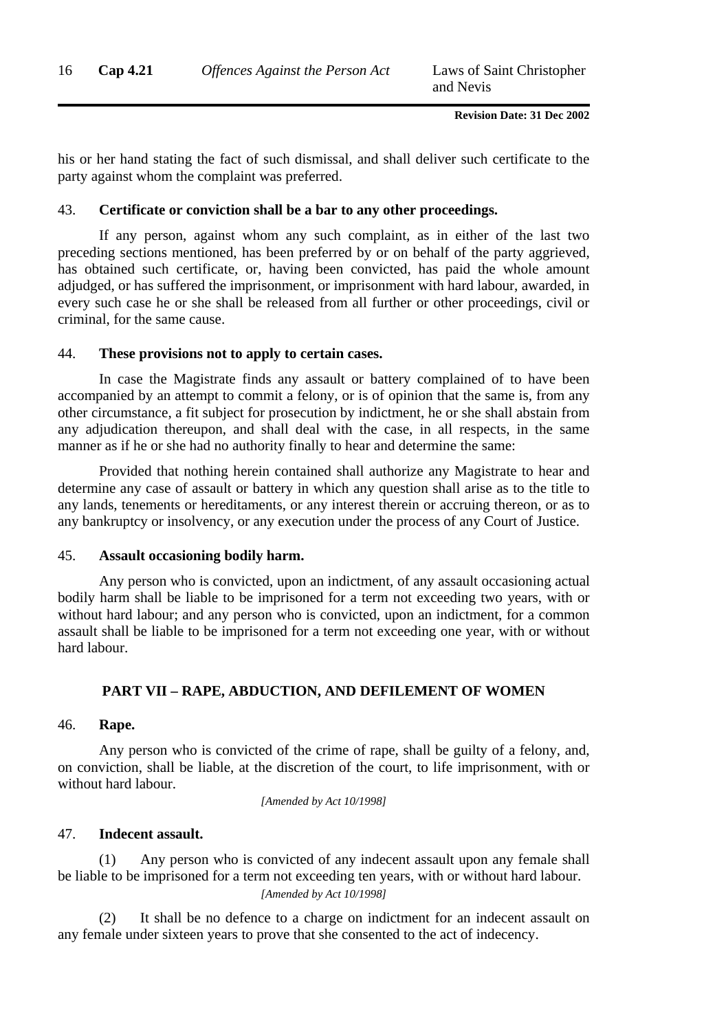his or her hand stating the fact of such dismissal, and shall deliver such certificate to the party against whom the complaint was preferred.

43. **Certificate or conviction shall be a bar to any other proceedings.**

If any person, against whom any such complaint, as in either of the last two preceding sections mentioned, has been preferred by or on behalf of the party aggrieved, has obtained such certificate, or, having been convicted, has paid the whole amount adjudged, or has suffered the imprisonment, or imprisonment with hard labour, awarded, in every such case he or she shall be released from all further or other proceedings, civil or criminal, for the same cause.

44. **These provisions not to apply to certain cases.**

In case the Magistrate finds any assault or battery complained of to have been accompanied by an attempt to commit a felony, or is of opinion that the same is, from any other circumstance, a fit subject for prosecution by indictment, he or she shall abstain from any adjudication thereupon, and shall deal with the case, in all respects, in the same manner as if he or she had no authority finally to hear and determine the same:

Provided that nothing herein contained shall authorize any Magistrate to hear and determine any case of assault or battery in which any question shall arise as to the title to any lands, tenements or hereditaments, or any interest therein or accruing thereon, or as to any bankruptcy or insolvency, or any execution under the process of any Court of Justice.

45. **Assault occasioning bodily harm.**

Any person who is convicted, upon an indictment, of any assault occasioning actual bodily harm shall be liable to be imprisoned for a term not exceeding two years, with or without hard labour; and any person who is convicted, upon an indictment, for a common assault shall be liable to be imprisoned for a term not exceeding one year, with or without hard labour.

## PART VII – RAPE, ABDUCTION, AND DEFILEMENT OF WOMEN

46. **Rape.**

Any person who is convicted of the crime of rape, shall be guilty of a felony, and, on conviction, shall be liable, at the discretion of the court, to life imprisonment, with or without hard labour.

*[Amended by Act 10/1998]*

47. **Indecent assault.**

(1) Any person who is convicted of any indecent assault upon any female shall be liable to be imprisoned for a term not exceeding ten years, with or without hard labour.

*[Amended by Act 10/1998]*

(2) It shall be no defence to a charge on indictment for an indecent assault on any female under sixteen years to prove that she consented to the act of indecency.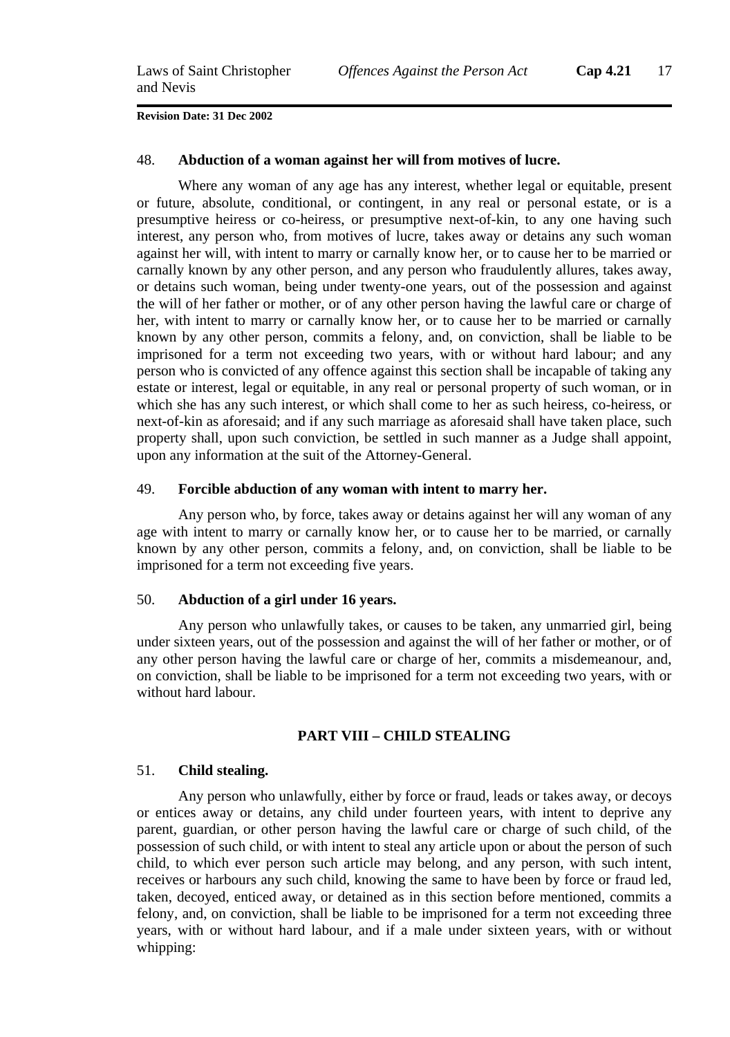**Revision Date: 31 Dec 2002**

48. **Abduction of a woman against her will from motives of lucre.**

Where any woman of any age has any interest, whether legal or equitable, present or future, absolute, conditional, or contingent, in any real or personal estate, or is a presumptive heiress or co-heiress, or presumptive next-of-kin, to any one having such interest, any person who, from motives of lucre, takes away or detains any such woman against her will, with intent to marry or carnally know her, or to cause her to be married or carnally known by any other person, and any person who fraudulently allures, takes away, or detains such woman, being under twenty-one years, out of the possession and against the will of her father or mother, or of any other person having the lawful care or charge of her, with intent to marry or carnally know her, or to cause her to be married or carnally known by any other person, commits a felony, and, on conviction, shall be liable to be imprisoned for a term not exceeding two years, with or without hard labour; and any person who is convicted of any offence against this section shall be incapable of taking any estate or interest, legal or equitable, in any real or personal property of such woman, or in which she has any such interest, or which shall come to her as such heiress, co-heiress, or next-of-kin as aforesaid; and if any such marriage as aforesaid shall have taken place, such property shall, upon such conviction, be settled in such manner as a Judge shall appoint, upon any information at the suit of the Attorney-General.

49. **Forcible abduction of any woman with intent to marry her.**

Any person who, by force, takes away or detains against her will any woman of any age with intent to marry or carnally know her, or to cause her to be married, or carnally known by any other person, commits a felony, and, on conviction, shall be liable to be imprisoned for a term not exceeding five years.

50. **Abduction of a girl under 16 years.**

Any person who unlawfully takes, or causes to be taken, any unmarried girl, being under sixteen years, out of the possession and against the will of her father or mother, or of any other person having the lawful care or charge of her, commits a misdemeanour, and, on conviction, shall be liable to be imprisoned for a term not exceeding two years, with or without hard labour.

## PART VIII – CHILD STEALING

51. **Child stealing.**

Any person who unlawfully, either by force or fraud, leads or takes away, or decoys or entices away or detains, any child under fourteen years, with intent to deprive any parent, guardian, or other person having the lawful care or charge of such child, of the possession of such child, or with intent to steal any article upon or about the person of such child, to which ever person such article may belong, and any person, with such intent, receives or harbours any such child, knowing the same to have been by force or fraud led, taken, decoyed, enticed away, or detained as in this section before mentioned, commits a felony, and, on conviction, shall be liable to be imprisoned for a term not exceeding three years, with or without hard labour, and if a male under sixteen years, with or without whipping: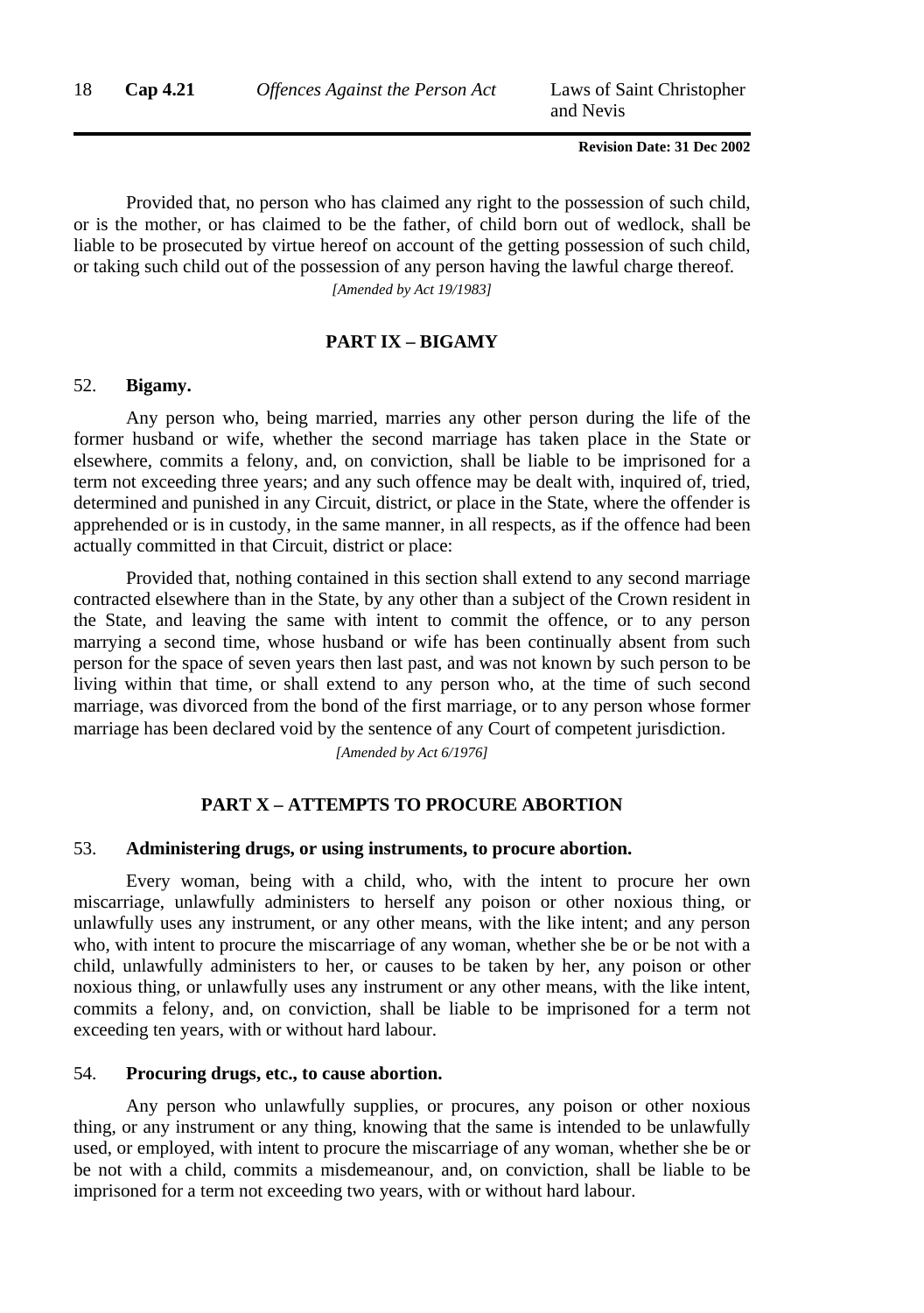Provided that, no person who has claimed any right to the possession of such child, or is the mother, or has claimed to be the father, of child born out of wedlock, shall be liable to be prosecuted by virtue hereof on account of the getting possession of such child, or taking such child out of the possession of any person having the lawful charge thereof.

*[Amended by Act 19/1983]*

## PART IX – BIGAMY

### 52. Bigamy.

Any person who, being married, marries any other person during the life of the former husband or wife, whether the second marriage has taken place in the State or elsewhere, commits a felony, and, on conviction, shall be liable to be imprisoned for a term not exceeding three years; and any such offence may be dealt with, inquired of, tried, determined and punished in any Circuit, district, or place in the State, where the offender is apprehended or is in custody, in the same manner, in all respects, as if the offence had been actually committed in that Circuit, district or place:

Provided that, nothing contained in this section shall extend to any second marriage contracted elsewhere than in the State, by any other than a subject of the Crown resident in the State, and leaving the same with intent to commit the offence, or to any person marrying a second time, whose husband or wife has been continually absent from such person for the space of seven years then last past, and was not known by such person to be living within that time, or shall extend to any person who, at the time of such second marriage, was divorced from the bond of the first marriage, or to any person whose former marriage has been declared void by the sentence of any Court of competent jurisdiction.

*[Amended by Act 6/1976]*

## PART X – ATTEMPTS TO PROCURE ABORTION

### 53. Administering drugs, or using instruments, to procure abortion.

Every woman, being with a child, who, with the intent to procure her own miscarriage, unlawfully administers to herself any poison or other noxious thing, or unlawfully uses any instrument, or any other means, with the like intent; and any person who, with intent to procure the miscarriage of any woman, whether she be or be not with a child, unlawfully administers to her, or causes to be taken by her, any poison or other noxious thing, or unlawfully uses any instrument or any other means, with the like intent, commits a felony, and, on conviction, shall be liable to be imprisoned for a term not exceeding ten years, with or without hard labour.

### 54. Procuring drugs, etc., to cause abortion.

Any person who unlawfully supplies, or procures, any poison or other noxious thing, or any instrument or any thing, knowing that the same is intended to be unlawfully used, or employed, with intent to procure the miscarriage of any woman, whether she be or be not with a child, commits a misdemeanour, and, on conviction, shall be liable to be imprisoned for a term not exceeding two years, with or without hard labour.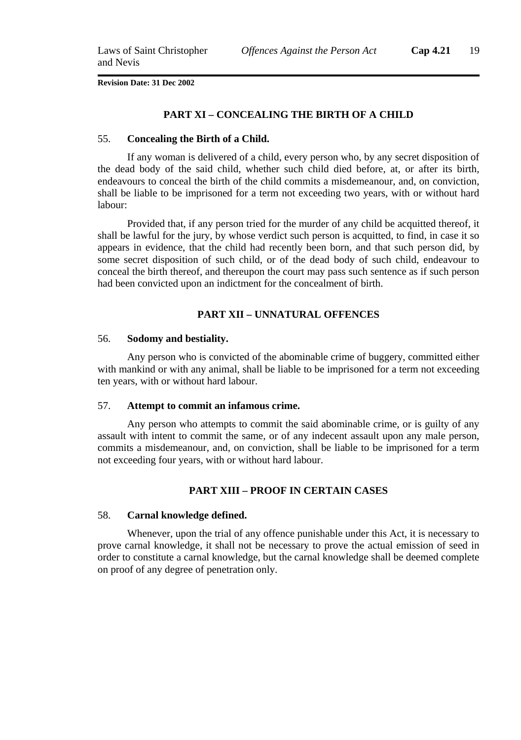## PART XI – CONCEALING THE BIRTH OF A CHILD

### 55. Concealing the Birth of a Child.

If any woman is delivered of a child, every person who, by any secret disposition of the dead body of the said child, whether such child died before, at, or after its birth, endeavours to conceal the birth of the child commits a misdemeanour, and, on conviction, shall be liable to be imprisoned for a term not exceeding two years, with or without hard labour:

Provided that, if any person tried for the murder of any child be acquitted thereof, it shall be lawful for the jury, by whose verdict such person is acquitted, to find, in case it so appears in evidence, that the child had recently been born, and that such person did, by some secret disposition of such child, or of the dead body of such child, endeavour to conceal the birth thereof, and thereupon the court may pass such sentence as if such person had been convicted upon an indictment for the concealment of birth.

## PART XII – UNNATURAL OFFENCES

### 56. Sodomy and bestiality.

Any person who is convicted of the abominable crime of buggery, committed either with mankind or with any animal, shall be liable to be imprisoned for a term not exceeding ten years, with or without hard labour.

### 57. Attempt to commit an infamous crime.

Any person who attempts to commit the said abominable crime, or is guilty of any assault with intent to commit the same, or of any indecent assault upon any male person, commits a misdemeanour, and, on conviction, shall be liable to be imprisoned for a term not exceeding four years, with or without hard labour.

## PART XIII – PROOF IN CERTAIN CASES

### 58. Carnal knowledge defined.

Whenever, upon the trial of any offence punishable under this Act, it is necessary to prove carnal knowledge, it shall not be necessary to prove the actual emission of seed in order to constitute a carnal knowledge, but the carnal knowledge shall be deemed complete on proof of any degree of penetration only.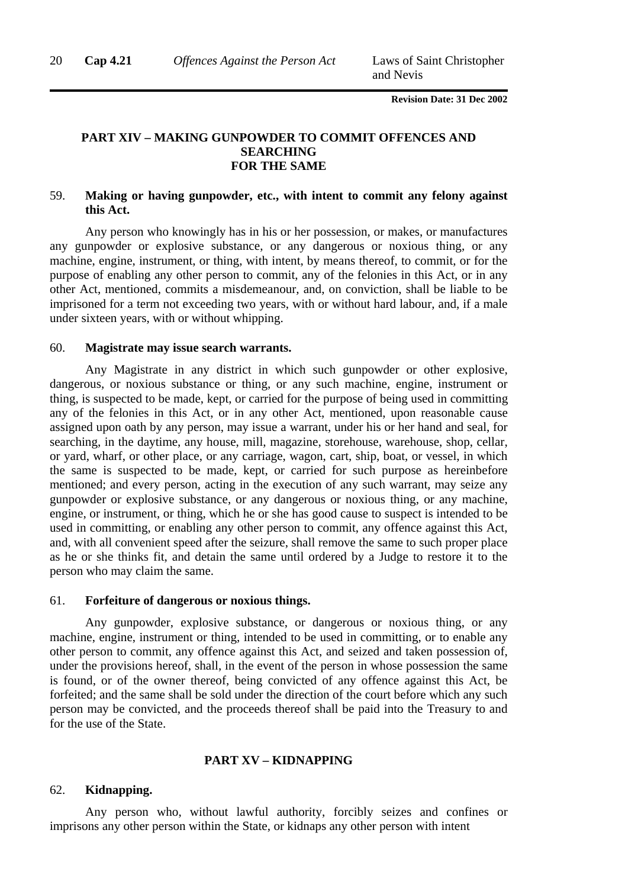## PART XIV – MAKING GUNPOWDER TO COMMIT OFFENCES AND SEARCHING FOR THE SAME

### 59. Making or having gunpowder, etc., with intent to commit any felony against this Act.

Any person who knowingly has in his or her possession, or makes, or manufactures any gunpowder or explosive substance, or any dangerous or noxious thing, or any machine, engine, instrument, or thing, with intent, by means thereof, to commit, or for the purpose of enabling any other person to commit, any of the felonies in this Act, or in any other Act, mentioned, commits a misdemeanour, and, on conviction, shall be liable to be imprisoned for a term not exceeding two years, with or without hard labour, and, if a male under sixteen years, with or without whipping.

### 60. Magistrate may issue search warrants.

Any Magistrate in any district in which such gunpowder or other explosive, dangerous, or noxious substance or thing, or any such machine, engine, instrument or thing, is suspected to be made, kept, or carried for the purpose of being used in committing any of the felonies in this Act, or in any other Act, mentioned, upon reasonable cause assigned upon oath by any person, may issue a warrant, under his or her hand and seal, for searching, in the daytime, any house, mill, magazine, storehouse, warehouse, shop, cellar, or yard, wharf, or other place, or any carriage, wagon, cart, ship, boat, or vessel, in which the same is suspected to be made, kept, or carried for such purpose as hereinbefore mentioned; and every person, acting in the execution of any such warrant, may seize any gunpowder or explosive substance, or any dangerous or noxious thing, or any machine, engine, or instrument, or thing, which he or she has good cause to suspect is intended to be used in committing, or enabling any other person to commit, any offence against this Act, and, with all convenient speed after the seizure, shall remove the same to such proper place as he or she thinks fit, and detain the same until ordered by a Judge to restore it to the person who may claim the same.

### 61. Forfeiture of dangerous or noxious things.

Any gunpowder, explosive substance, or dangerous or noxious thing, or any machine, engine, instrument or thing, intended to be used in committing, or to enable any other person to commit, any offence against this Act, and seized and taken possession of, under the provisions hereof, shall, in the event of the person in whose possession the same is found, or of the owner thereof, being convicted of any offence against this Act, be forfeited; and the same shall be sold under the direction of the court before which any such person may be convicted, and the proceeds thereof shall be paid into the Treasury to and for the use of the State.

## PART XV – KIDNAPPING

### 62. Kidnapping.

Any person who, without lawful authority, forcibly seizes and confines or imprisons any other person within the State, or kidnaps any other person with intent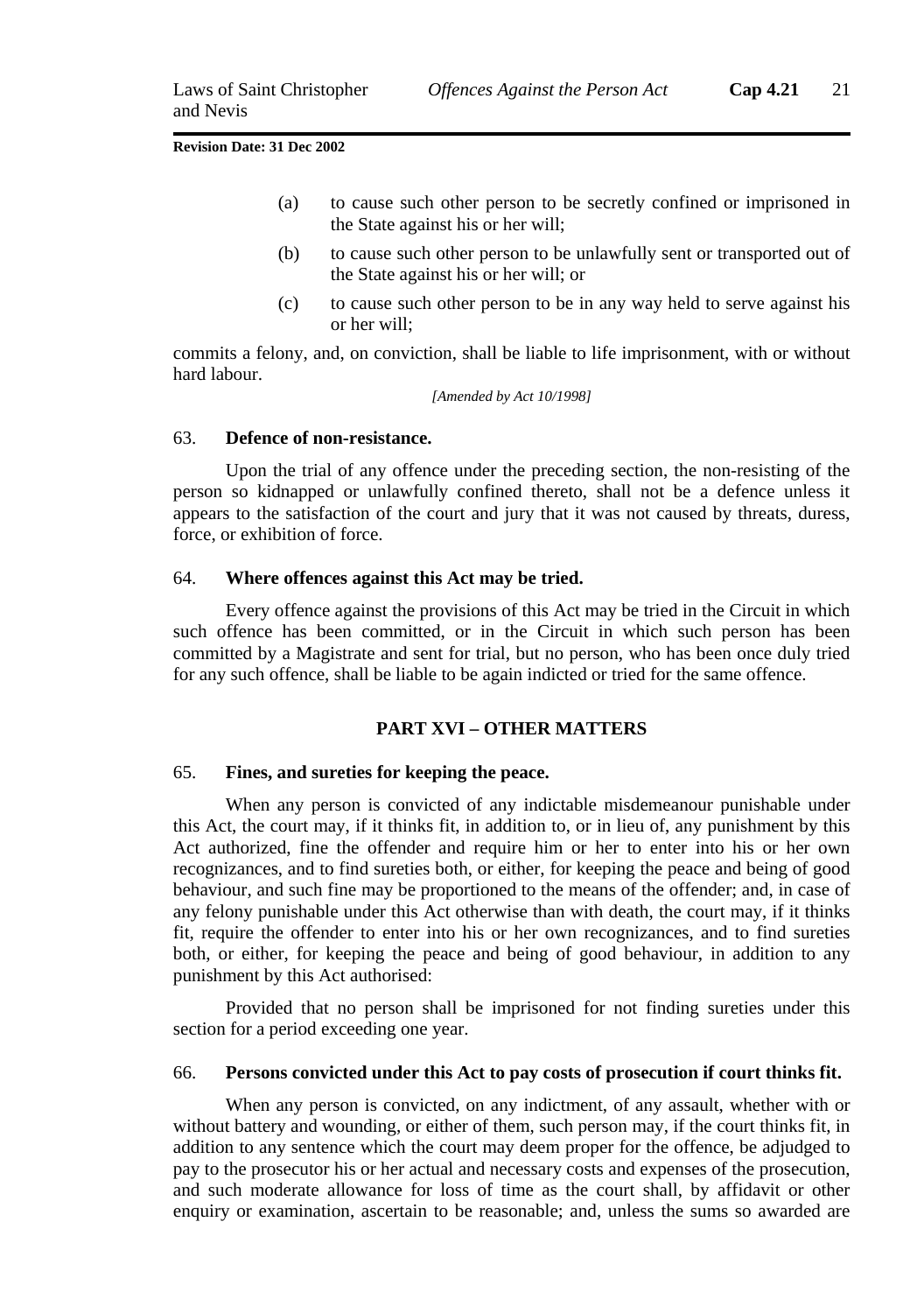(a) to cause such other person to be secretly confined or imprisoned in the State against his or her will;

(b) to cause such other person to be unlawfully sent or transported out of the State against his or her will; or

(c) to cause such other person to be in any way held to serve against his or her will;

commits a felony, and, on conviction, shall be liable to life imprisonment, with or without hard labour.

*[Amended by Act 10/1998]*

### 63. Defence of non-resistance.

Upon the trial of any offence under the preceding section, the non-resisting of the person so kidnapped or unlawfully confined thereto, shall not be a defence unless it appears to the satisfaction of the court and jury that it was not caused by threats, duress, force, or exhibition of force.

### 64. Where offences against this Act may be tried.

Every offence against the provisions of this Act may be tried in the Circuit in which such offence has been committed, or in the Circuit in which such person has been committed by a Magistrate and sent for trial, but no person, who has been once duly tried for any such offence, shall be liable to be again indicted or tried for the same offence.

## PART XVI – OTHER MATTERS

### 65. Fines, and sureties for keeping the peace.

When any person is convicted of any indictable misdemeanour punishable under this Act, the court may, if it thinks fit, in addition to, or in lieu of, any punishment by this Act authorized, fine the offender and require him or her to enter into his or her own recognizances, and to find sureties both, or either, for keeping the peace and being of good behaviour, and such fine may be proportioned to the means of the offender; and, in case of any felony punishable under this Act otherwise than with death, the court may, if it thinks fit, require the offender to enter into his or her own recognizances, and to find sureties both, or either, for keeping the peace and being of good behaviour, in addition to any punishment by this Act authorised:

Provided that no person shall be imprisoned for not finding sureties under this section for a period exceeding one year.

### 66. Persons convicted under this Act to pay costs of prosecution if court thinks fit.

When any person is convicted, on any indictment, of any assault, whether with or without battery and wounding, or either of them, such person may, if the court thinks fit, in addition to any sentence which the court may deem proper for the offence, be adjudged to pay to the prosecutor his or her actual and necessary costs and expenses of the prosecution, and such moderate allowance for loss of time as the court shall, by affidavit or other enquiry or examination, ascertain to be reasonable; and, unless the sums so awarded are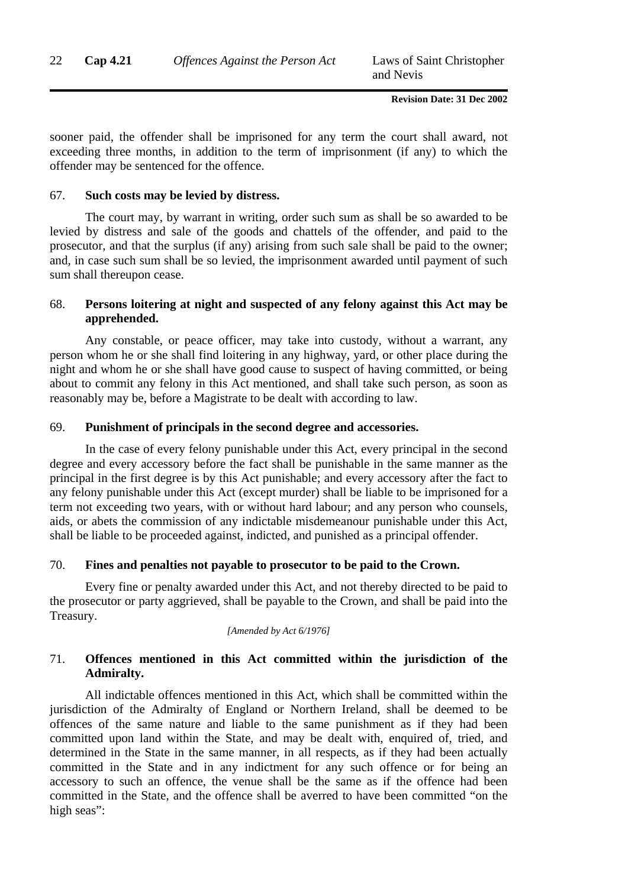sooner paid, the offender shall be imprisoned for any term the court shall award, not exceeding three months, in addition to the term of imprisonment (if any) to which the offender may be sentenced for the offence.

### 67. Such costs may be levied by distress.

The court may, by warrant in writing, order such sum as shall be so awarded to be levied by distress and sale of the goods and chattels of the offender, and paid to the prosecutor, and that the surplus (if any) arising from such sale shall be paid to the owner; and, in case such sum shall be so levied, the imprisonment awarded until payment of such sum shall thereupon cease.

### 68. Persons loitering at night and suspected of any felony against this Act may be apprehended.

Any constable, or peace officer, may take into custody, without a warrant, any person whom he or she shall find loitering in any highway, yard, or other place during the night and whom he or she shall have good cause to suspect of having committed, or being about to commit any felony in this Act mentioned, and shall take such person, as soon as reasonably may be, before a Magistrate to be dealt with according to law.

### 69. Punishment of principals in the second degree and accessories.

In the case of every felony punishable under this Act, every principal in the second degree and every accessory before the fact shall be punishable in the same manner as the principal in the first degree is by this Act punishable; and every accessory after the fact to any felony punishable under this Act (except murder) shall be liable to be imprisoned for a term not exceeding two years, with or without hard labour; and any person who counsels, aids, or abets the commission of any indictable misdemeanour punishable under this Act, shall be liable to be proceeded against, indicted, and punished as a principal offender.

### 70. Fines and penalties not payable to prosecutor to be paid to the Crown.

Every fine or penalty awarded under this Act, and not thereby directed to be paid to the prosecutor or party aggrieved, shall be payable to the Crown, and shall be paid into the Treasury.

*[Amended by Act 6/1976]*

### 71. Offences mentioned in this Act committed within the jurisdiction of the Admiralty.

All indictable offences mentioned in this Act, which shall be committed within the jurisdiction of the Admiralty of England or Northern Ireland, shall be deemed to be offences of the same nature and liable to the same punishment as if they had been committed upon land within the State, and may be dealt with, enquired of, tried, and determined in the State in the same manner, in all respects, as if they had been actually committed in the State and in any indictment for any such offence or for being an accessory to such an offence, the venue shall be the same as if the offence had been committed in the State, and the offence shall be averred to have been committed "on the high seas":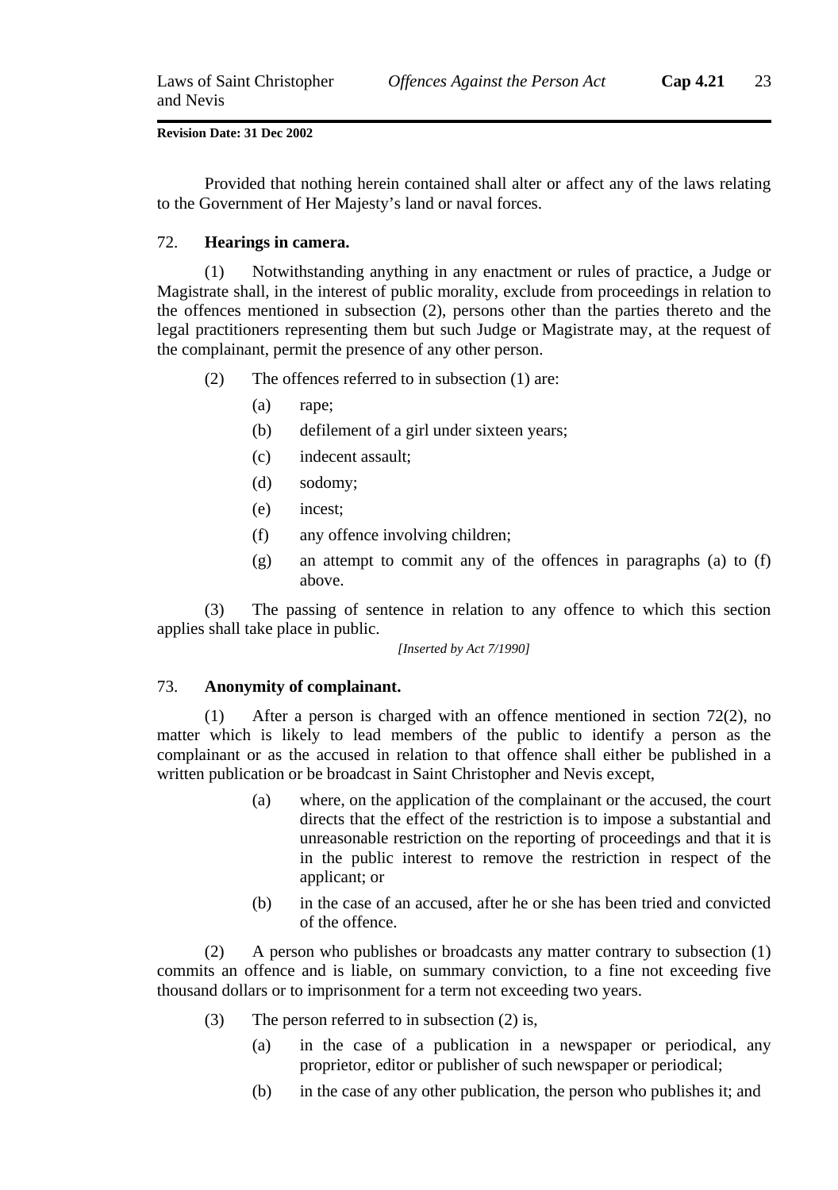Provided that nothing herein contained shall alter or affect any of the laws relating to the Government of Her Majesty's land or naval forces.

72. **Hearings in camera.**

(1) Notwithstanding anything in any enactment or rules of practice, a Judge or Magistrate shall, in the interest of public morality, exclude from proceedings in relation to the offences mentioned in subsection (2), persons other than the parties thereto and the legal practitioners representing them but such Judge or Magistrate may, at the request of the complainant, permit the presence of any other person.

(2) The offences referred to in subsection (1) are:

(a) rape;

(b) defilement of a girl under sixteen years;

(c) indecent assault;

(d) sodomy;

(e) incest;

(f) any offence involving children;

(g) an attempt to commit any of the offences in paragraphs (a) to (f) above.

(3) The passing of sentence in relation to any offence to which this section applies shall take place in public.

*[Inserted by Act 7/1990]*

73. **Anonymity of complainant.**

(1) After a person is charged with an offence mentioned in section 72(2), no matter which is likely to lead members of the public to identify a person as the complainant or as the accused in relation to that offence shall either be published in a written publication or be broadcast in Saint Christopher and Nevis except,

(a) where, on the application of the complainant or the accused, the court directs that the effect of the restriction is to impose a substantial and unreasonable restriction on the reporting of proceedings and that it is in the public interest to remove the restriction in respect of the applicant; or

(b) in the case of an accused, after he or she has been tried and convicted of the offence.

(2) A person who publishes or broadcasts any matter contrary to subsection (1) commits an offence and is liable, on summary conviction, to a fine not exceeding five thousand dollars or to imprisonment for a term not exceeding two years.

(3) The person referred to in subsection (2) is,

(a) in the case of a publication in a newspaper or periodical, any proprietor, editor or publisher of such newspaper or periodical;

(b) in the case of any other publication, the person who publishes it; and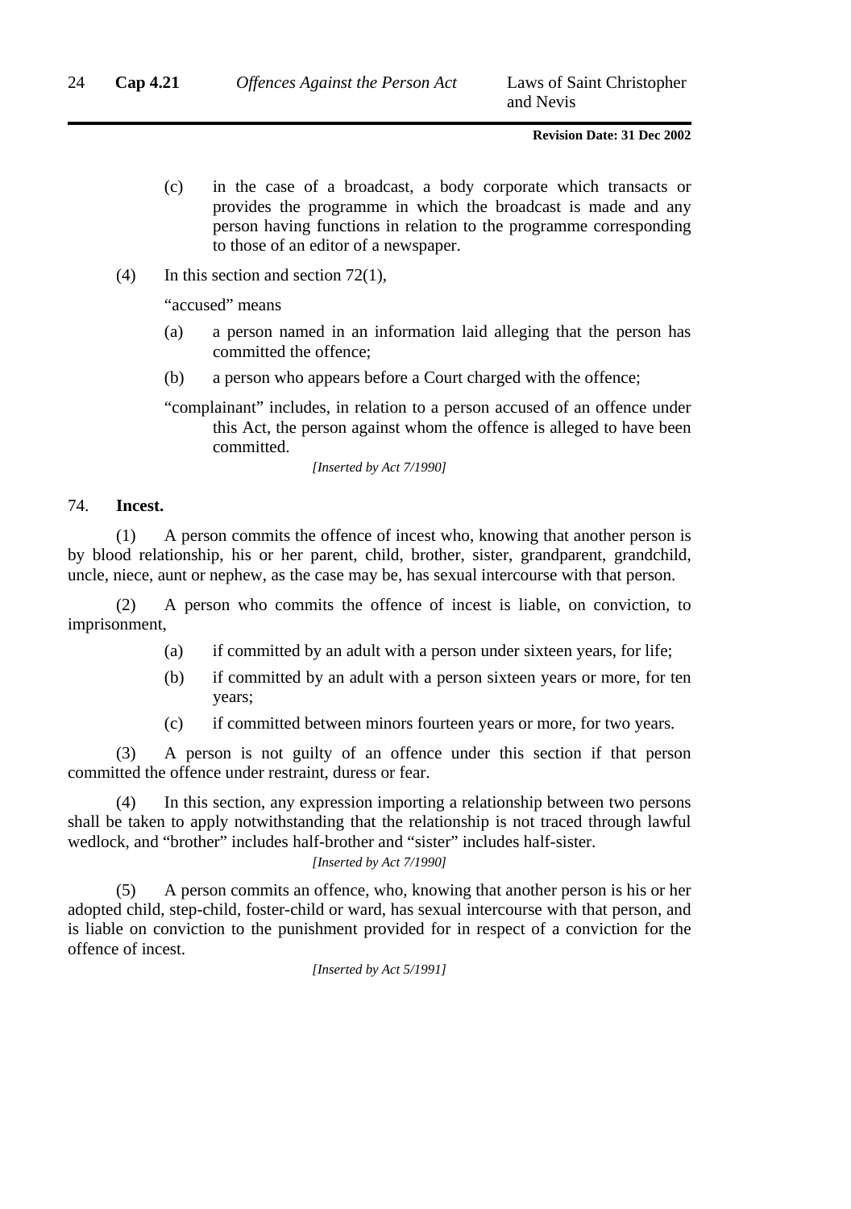(c) in the case of a broadcast, a body corporate which transacts or provides the programme in which the broadcast is made and any person having functions in relation to the programme corresponding to those of an editor of a newspaper.

(4) In this section and section 72(1),

"accused" means

(a) a person named in an information laid alleging that the person has committed the offence;

(b) a person who appears before a Court charged with the offence;

"complainant" includes, in relation to a person accused of an offence under this Act, the person against whom the offence is alleged to have been committed.

*[Inserted by Act 7/1990]*

## 74. Incest.

(1) A person commits the offence of incest who, knowing that another person is by blood relationship, his or her parent, child, brother, sister, grandparent, grandchild, uncle, niece, aunt or nephew, as the case may be, has sexual intercourse with that person.

(2) A person who commits the offence of incest is liable, on conviction, to imprisonment,

(a) if committed by an adult with a person under sixteen years, for life;

(b) if committed by an adult with a person sixteen years or more, for ten years;

(c) if committed between minors fourteen years or more, for two years.

(3) A person is not guilty of an offence under this section if that person committed the offence under restraint, duress or fear.

(4) In this section, any expression importing a relationship between two persons shall be taken to apply notwithstanding that the relationship is not traced through lawful wedlock, and "brother" includes half-brother and "sister" includes half-sister.

*[Inserted by Act 7/1990]*

(5) A person commits an offence, who, knowing that another person is his or her adopted child, step-child, foster-child or ward, has sexual intercourse with that person, and is liable on conviction to the punishment provided for in respect of a conviction for the offence of incest.

*[Inserted by Act 5/1991]*